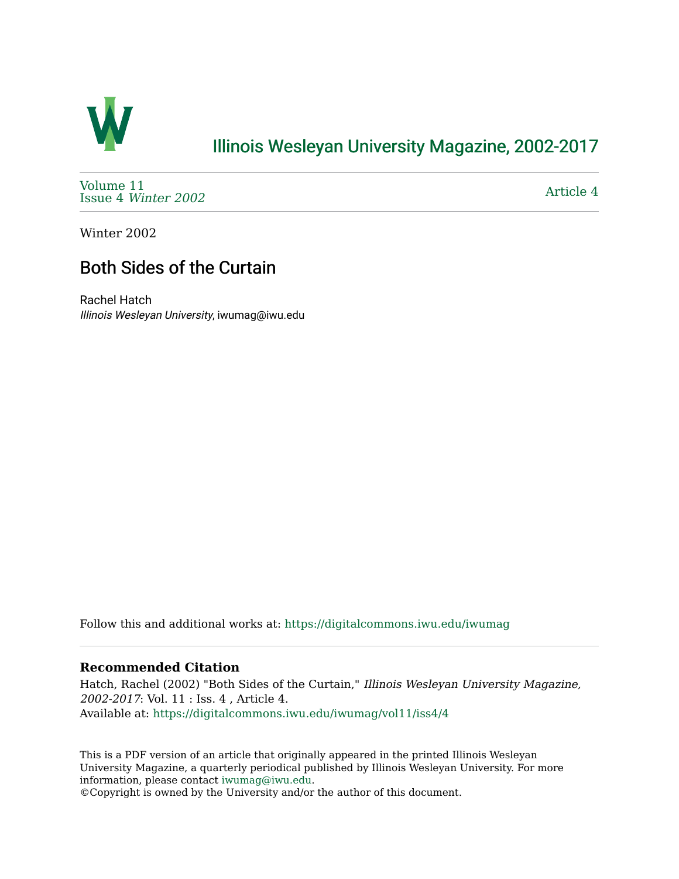# Illinois Wesleyan University Magazine, 2002-2017

Volume 11
Issue 4 *Winter 2002*

Article 4

Winter 2002

## Both Sides of the Curtain

Rachel Hatch
*Illinois Wesleyan University*, iwumag@iwu.edu

Follow this and additional works at: https://digitalcommons.iwu.edu/iwumag

### Recommended Citation

Hatch, Rachel (2002) "Both Sides of the Curtain," *Illinois Wesleyan University Magazine, 2002-2017*: Vol. 11 : Iss. 4 , Article 4.
Available at: https://digitalcommons.iwu.edu/iwumag/vol11/iss4/4

This is a PDF version of an article that originally appeared in the printed Illinois Wesleyan University Magazine, a quarterly periodical published by Illinois Wesleyan University. For more information, please contact iwumag@iwu.edu.
©Copyright is owned by the University and/or the author of this document.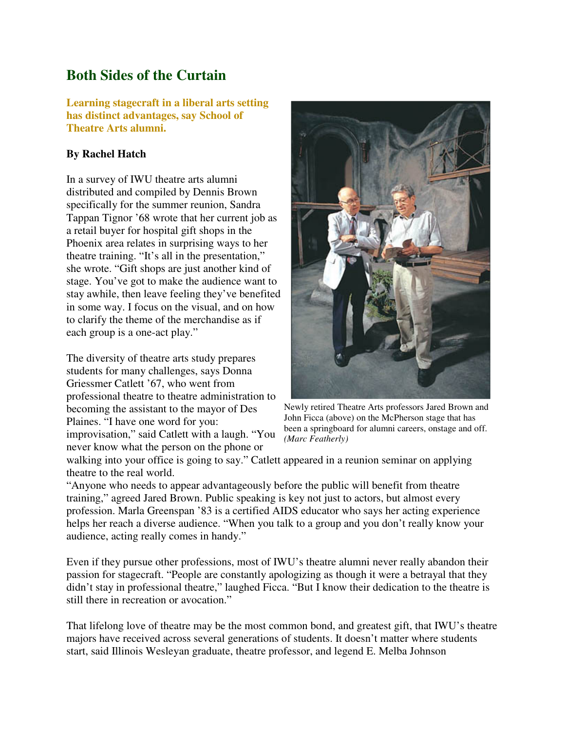# Both Sides of the Curtain

**Learning stagecraft in a liberal arts setting has distinct advantages, say School of Theatre Arts alumni.**

**By Rachel Hatch**

In a survey of IWU theatre arts alumni distributed and compiled by Dennis Brown specifically for the summer reunion, Sandra Tappan Tignor '68 wrote that her current job as a retail buyer for hospital gift shops in the Phoenix area relates in surprising ways to her theatre training. "It's all in the presentation," she wrote. "Gift shops are just another kind of stage. You've got to make the audience want to stay awhile, then leave feeling they've benefited in some way. I focus on the visual, and on how to clarify the theme of the merchandise as if each group is a one-act play."

Newly retired Theatre Arts professors Jared Brown and John Ficca (above) on the McPherson stage that has been a springboard for alumni careers, onstage and off. *(Marc Featherly)*

The diversity of theatre arts study prepares students for many challenges, says Donna Griessmer Catlett '67, who went from professional theatre to theatre administration to becoming the assistant to the mayor of Des Plaines. "I have one word for you: improvisation," said Catlett with a laugh. "You never know what the person on the phone or walking into your office is going to say." Catlett appeared in a reunion seminar on applying theatre to the real world.

"Anyone who needs to appear advantageously before the public will benefit from theatre training," agreed Jared Brown. Public speaking is key not just to actors, but almost every profession. Marla Greenspan '83 is a certified AIDS educator who says her acting experience helps her reach a diverse audience. "When you talk to a group and you don't really know your audience, acting really comes in handy."

Even if they pursue other professions, most of IWU's theatre alumni never really abandon their passion for stagecraft. "People are constantly apologizing as though it were a betrayal that they didn't stay in professional theatre," laughed Ficca. "But I know their dedication to the theatre is still there in recreation or avocation."

That lifelong love of theatre may be the most common bond, and greatest gift, that IWU's theatre majors have received across several generations of students. It doesn't matter where students start, said Illinois Wesleyan graduate, theatre professor, and legend E. Melba Johnson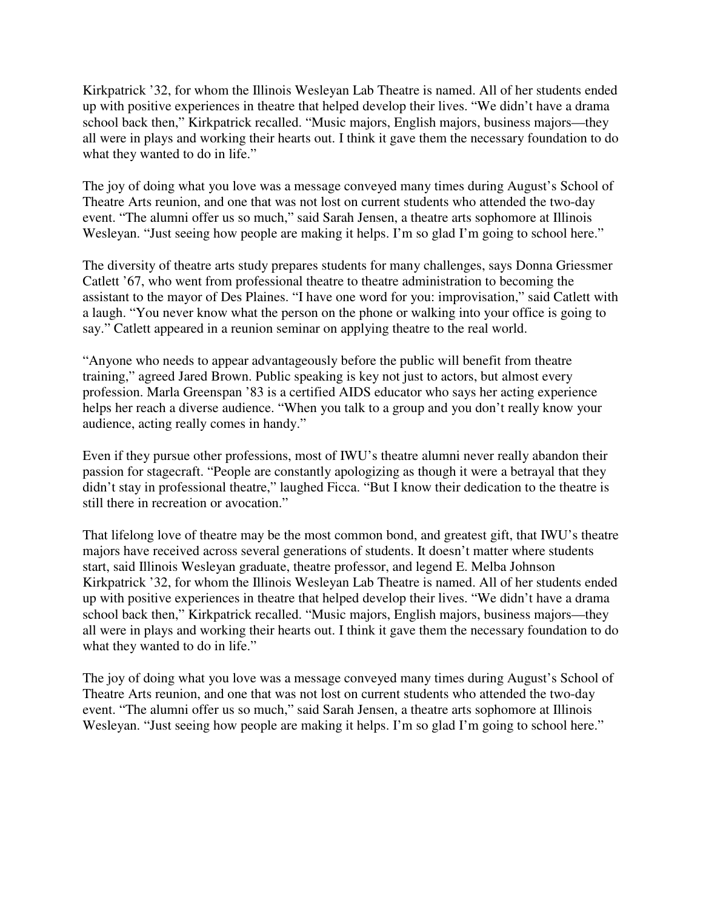Kirkpatrick '32, for whom the Illinois Wesleyan Lab Theatre is named. All of her students ended up with positive experiences in theatre that helped develop their lives. "We didn't have a drama school back then," Kirkpatrick recalled. "Music majors, English majors, business majors—they all were in plays and working their hearts out. I think it gave them the necessary foundation to do what they wanted to do in life."

The joy of doing what you love was a message conveyed many times during August's School of Theatre Arts reunion, and one that was not lost on current students who attended the two-day event. "The alumni offer us so much," said Sarah Jensen, a theatre arts sophomore at Illinois Wesleyan. "Just seeing how people are making it helps. I'm so glad I'm going to school here."

The diversity of theatre arts study prepares students for many challenges, says Donna Griessmer Catlett '67, who went from professional theatre to theatre administration to becoming the assistant to the mayor of Des Plaines. "I have one word for you: improvisation," said Catlett with a laugh. "You never know what the person on the phone or walking into your office is going to say." Catlett appeared in a reunion seminar on applying theatre to the real world.

"Anyone who needs to appear advantageously before the public will benefit from theatre training," agreed Jared Brown. Public speaking is key not just to actors, but almost every profession. Marla Greenspan '83 is a certified AIDS educator who says her acting experience helps her reach a diverse audience. "When you talk to a group and you don't really know your audience, acting really comes in handy."

Even if they pursue other professions, most of IWU's theatre alumni never really abandon their passion for stagecraft. "People are constantly apologizing as though it were a betrayal that they didn't stay in professional theatre," laughed Ficca. "But I know their dedication to the theatre is still there in recreation or avocation."

That lifelong love of theatre may be the most common bond, and greatest gift, that IWU's theatre majors have received across several generations of students. It doesn't matter where students start, said Illinois Wesleyan graduate, theatre professor, and legend E. Melba Johnson Kirkpatrick '32, for whom the Illinois Wesleyan Lab Theatre is named. All of her students ended up with positive experiences in theatre that helped develop their lives. "We didn't have a drama school back then," Kirkpatrick recalled. "Music majors, English majors, business majors—they all were in plays and working their hearts out. I think it gave them the necessary foundation to do what they wanted to do in life."

The joy of doing what you love was a message conveyed many times during August's School of Theatre Arts reunion, and one that was not lost on current students who attended the two-day event. "The alumni offer us so much," said Sarah Jensen, a theatre arts sophomore at Illinois Wesleyan. "Just seeing how people are making it helps. I'm so glad I'm going to school here."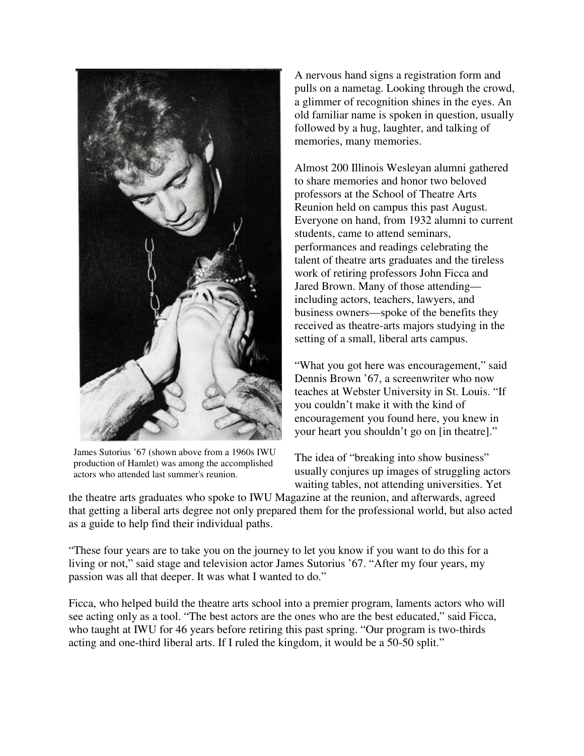James Sutorius '67 (shown above from a 1960s IWU production of Hamlet) was among the accomplished actors who attended last summer's reunion.

A nervous hand signs a registration form and pulls on a nametag. Looking through the crowd, a glimmer of recognition shines in the eyes. An old familiar name is spoken in question, usually followed by a hug, laughter, and talking of memories, many memories.

Almost 200 Illinois Wesleyan alumni gathered to share memories and honor two beloved professors at the School of Theatre Arts Reunion held on campus this past August. Everyone on hand, from 1932 alumni to current students, came to attend seminars, performances and readings celebrating the talent of theatre arts graduates and the tireless work of retiring professors John Ficca and Jared Brown. Many of those attending—including actors, teachers, lawyers, and business owners—spoke of the benefits they received as theatre-arts majors studying in the setting of a small, liberal arts campus.

"What you got here was encouragement," said Dennis Brown '67, a screenwriter who now teaches at Webster University in St. Louis. "If you couldn't make it with the kind of encouragement you found here, you knew in your heart you shouldn't go on [in theatre]."

The idea of "breaking into show business" usually conjures up images of struggling actors waiting tables, not attending universities. Yet the theatre arts graduates who spoke to IWU Magazine at the reunion, and afterwards, agreed that getting a liberal arts degree not only prepared them for the professional world, but also acted as a guide to help find their individual paths.

"These four years are to take you on the journey to let you know if you want to do this for a living or not," said stage and television actor James Sutorius '67. "After my four years, my passion was all that deeper. It was what I wanted to do."

Ficca, who helped build the theatre arts school into a premier program, laments actors who will see acting only as a tool. "The best actors are the ones who are the best educated," said Ficca, who taught at IWU for 46 years before retiring this past spring. "Our program is two-thirds acting and one-third liberal arts. If I ruled the kingdom, it would be a 50-50 split."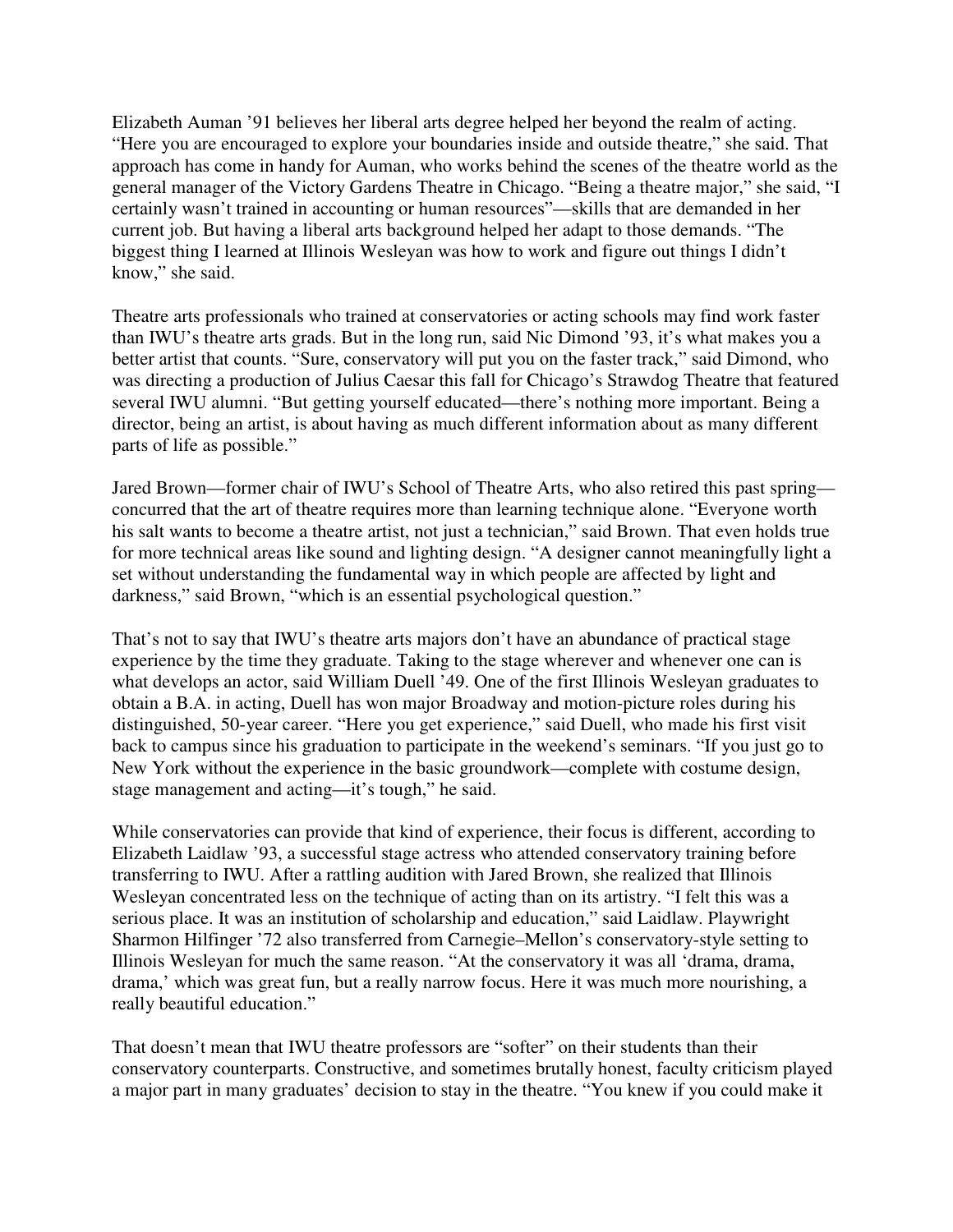Elizabeth Auman ’91 believes her liberal arts degree helped her beyond the realm of acting. “Here you are encouraged to explore your boundaries inside and outside theatre,” she said. That approach has come in handy for Auman, who works behind the scenes of the theatre world as the general manager of the Victory Gardens Theatre in Chicago. “Being a theatre major,” she said, “I certainly wasn’t trained in accounting or human resources”—skills that are demanded in her current job. But having a liberal arts background helped her adapt to those demands. “The biggest thing I learned at Illinois Wesleyan was how to work and figure out things I didn’t know,” she said.

Theatre arts professionals who trained at conservatories or acting schools may find work faster than IWU’s theatre arts grads. But in the long run, said Nic Dimond ’93, it’s what makes you a better artist that counts. “Sure, conservatory will put you on the faster track,” said Dimond, who was directing a production of Julius Caesar this fall for Chicago’s Strawdog Theatre that featured several IWU alumni. “But getting yourself educated—there’s nothing more important. Being a director, being an artist, is about having as much different information about as many different parts of life as possible.”

Jared Brown—former chair of IWU’s School of Theatre Arts, who also retired this past spring—concurred that the art of theatre requires more than learning technique alone. “Everyone worth his salt wants to become a theatre artist, not just a technician,” said Brown. That even holds true for more technical areas like sound and lighting design. “A designer cannot meaningfully light a set without understanding the fundamental way in which people are affected by light and darkness,” said Brown, “which is an essential psychological question.”

That’s not to say that IWU’s theatre arts majors don’t have an abundance of practical stage experience by the time they graduate. Taking to the stage wherever and whenever one can is what develops an actor, said William Duell ’49. One of the first Illinois Wesleyan graduates to obtain a B.A. in acting, Duell has won major Broadway and motion-picture roles during his distinguished, 50-year career. “Here you get experience,” said Duell, who made his first visit back to campus since his graduation to participate in the weekend’s seminars. “If you just go to New York without the experience in the basic groundwork—complete with costume design, stage management and acting—it’s tough,” he said.

While conservatories can provide that kind of experience, their focus is different, according to Elizabeth Laidlaw ’93, a successful stage actress who attended conservatory training before transferring to IWU. After a rattling audition with Jared Brown, she realized that Illinois Wesleyan concentrated less on the technique of acting than on its artistry. “I felt this was a serious place. It was an institution of scholarship and education,” said Laidlaw. Playwright Sharmon Hilfinger ’72 also transferred from Carnegie–Mellon’s conservatory-style setting to Illinois Wesleyan for much the same reason. “At the conservatory it was all ‘drama, drama, drama,’ which was great fun, but a really narrow focus. Here it was much more nourishing, a really beautiful education.”

That doesn’t mean that IWU theatre professors are “softer” on their students than their conservatory counterparts. Constructive, and sometimes brutally honest, faculty criticism played a major part in many graduates’ decision to stay in the theatre. “You knew if you could make it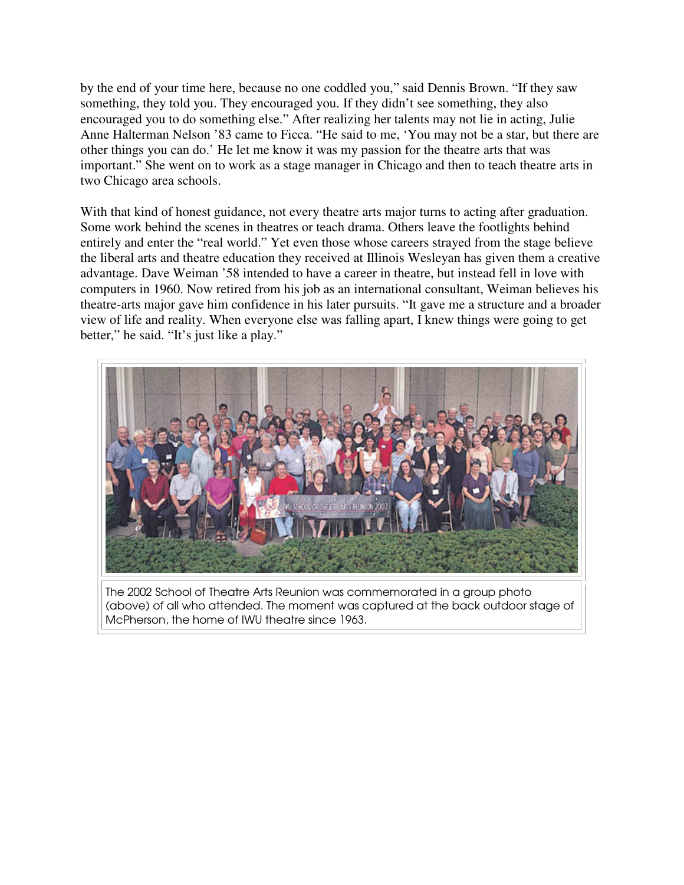by the end of your time here, because no one coddled you," said Dennis Brown. "If they saw something, they told you. They encouraged you. If they didn't see something, they also encouraged you to do something else." After realizing her talents may not lie in acting, Julie Anne Halterman Nelson '83 came to Ficca. "He said to me, 'You may not be a star, but there are other things you can do.' He let me know it was my passion for the theatre arts that was important." She went on to work as a stage manager in Chicago and then to teach theatre arts in two Chicago area schools.

With that kind of honest guidance, not every theatre arts major turns to acting after graduation. Some work behind the scenes in theatres or teach drama. Others leave the footlights behind entirely and enter the "real world." Yet even those whose careers strayed from the stage believe the liberal arts and theatre education they received at Illinois Wesleyan has given them a creative advantage. Dave Weiman '58 intended to have a career in theatre, but instead fell in love with computers in 1960. Now retired from his job as an international consultant, Weiman believes his theatre-arts major gave him confidence in his later pursuits. "It gave me a structure and a broader view of life and reality. When everyone else was falling apart, I knew things were going to get better," he said. "It's just like a play."

The 2002 School of Theatre Arts Reunion was commemorated in a group photo (above) of all who attended. The moment was captured at the back outdoor stage of McPherson, the home of IWU theatre since 1963.